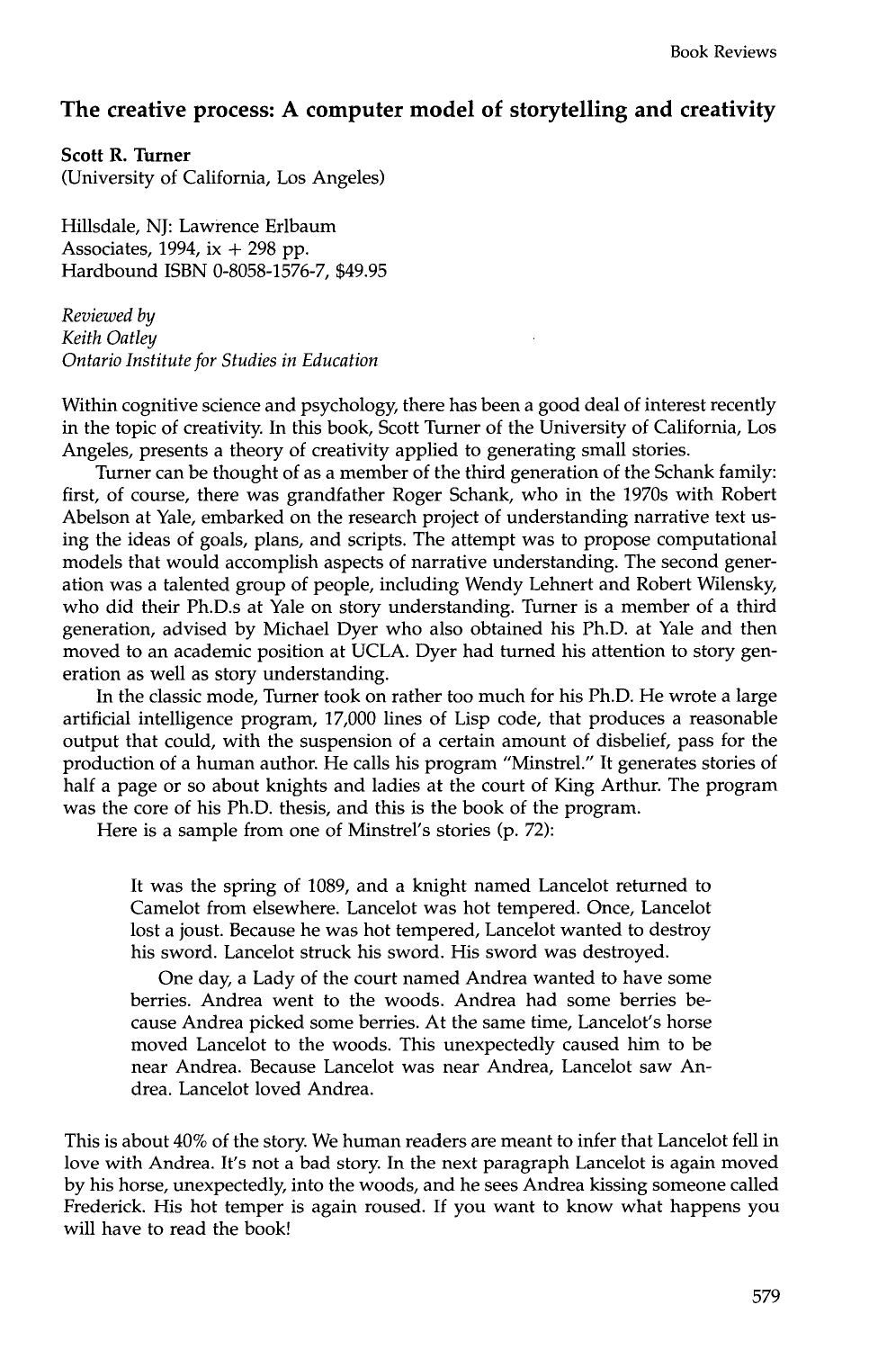## The creative process: A computer model of storytelling and creativity

**Scott R. Turner**
(University of California, Los Angeles)

Hillsdale, NJ: Lawrence Erlbaum Associates, 1994, ix + 298 pp.
Hardbound ISBN 0-8058-1576-7, $49.95

*Reviewed by*
*Keith Oatley*
*Ontario Institute for Studies in Education*

Within cognitive science and psychology, there has been a good deal of interest recently in the topic of creativity. In this book, Scott Turner of the University of California, Los Angeles, presents a theory of creativity applied to generating small stories.

Turner can be thought of as a member of the third generation of the Schank family: first, of course, there was grandfather Roger Schank, who in the 1970s with Robert Abelson at Yale, embarked on the research project of understanding narrative text using the ideas of goals, plans, and scripts. The attempt was to propose computational models that would accomplish aspects of narrative understanding. The second generation was a talented group of people, including Wendy Lehnert and Robert Wilensky, who did their Ph.D.s at Yale on story understanding. Turner is a member of a third generation, advised by Michael Dyer who also obtained his Ph.D. at Yale and then moved to an academic position at UCLA. Dyer had turned his attention to story generation as well as story understanding.

In the classic mode, Turner took on rather too much for his Ph.D. He wrote a large artificial intelligence program, 17,000 lines of Lisp code, that produces a reasonable output that could, with the suspension of a certain amount of disbelief, pass for the production of a human author. He calls his program "Minstrel." It generates stories of half a page or so about knights and ladies at the court of King Arthur. The program was the core of his Ph.D. thesis, and this is the book of the program.

Here is a sample from one of Minstrel's stories (p. 72):

> It was the spring of 1089, and a knight named Lancelot returned to Camelot from elsewhere. Lancelot was hot tempered. Once, Lancelot lost a joust. Because he was hot tempered, Lancelot wanted to destroy his sword. Lancelot struck his sword. His sword was destroyed.
>
> One day, a Lady of the court named Andrea wanted to have some berries. Andrea went to the woods. Andrea had some berries because Andrea picked some berries. At the same time, Lancelot's horse moved Lancelot to the woods. This unexpectedly caused him to be near Andrea. Because Lancelot was near Andrea, Lancelot saw Andrea. Lancelot loved Andrea.

This is about 40% of the story. We human readers are meant to infer that Lancelot fell in love with Andrea. It's not a bad story. In the next paragraph Lancelot is again moved by his horse, unexpectedly, into the woods, and he sees Andrea kissing someone called Frederick. His hot temper is again roused. If you want to know what happens you will have to read the book!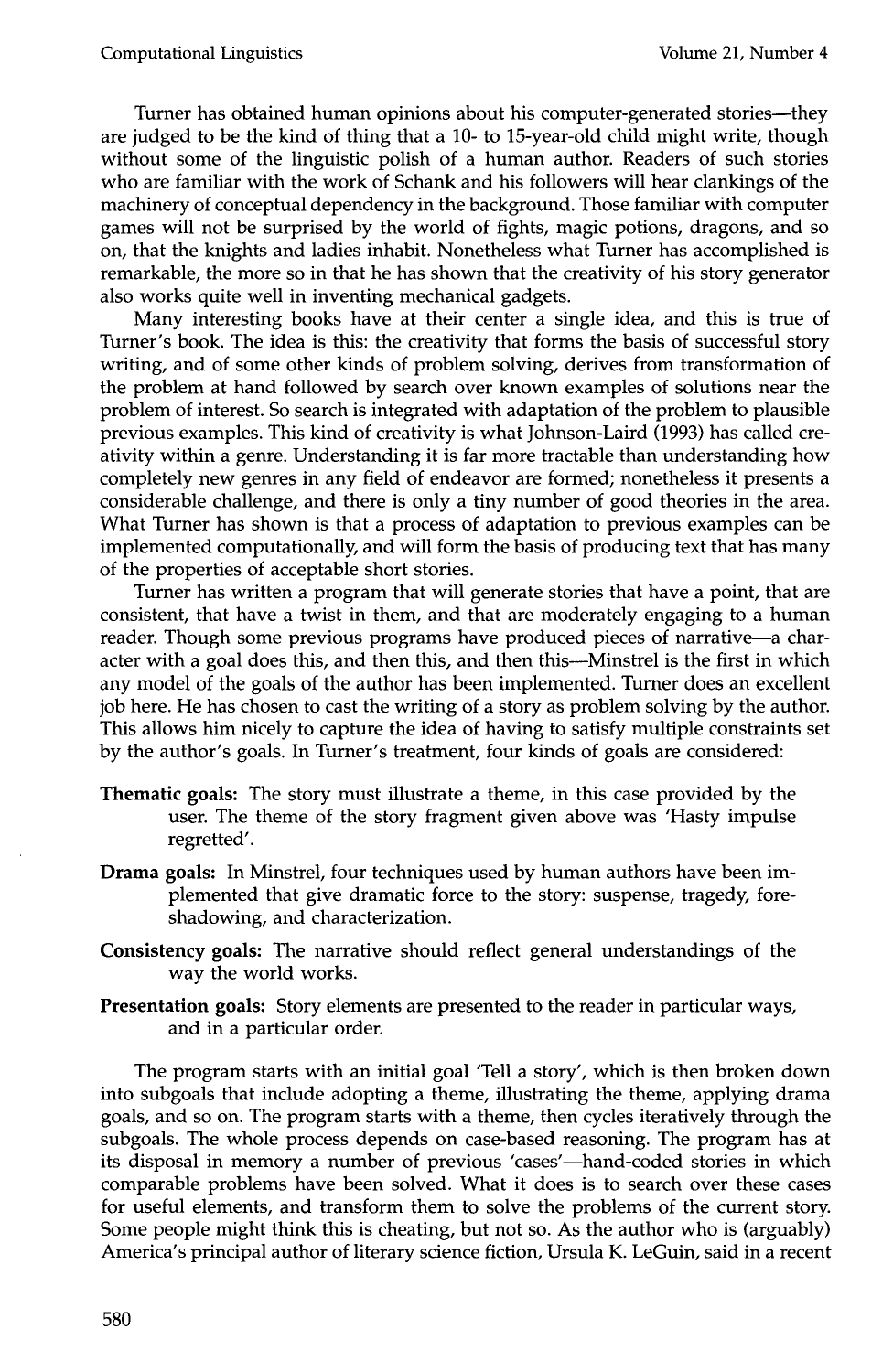Turner has obtained human opinions about his computer-generated stories—they are judged to be the kind of thing that a 10- to 15-year-old child might write, though without some of the linguistic polish of a human author. Readers of such stories who are familiar with the work of Schank and his followers will hear clankings of the machinery of conceptual dependency in the background. Those familiar with computer games will not be surprised by the world of fights, magic potions, dragons, and so on, that the knights and ladies inhabit. Nonetheless what Turner has accomplished is remarkable, the more so in that he has shown that the creativity of his story generator also works quite well in inventing mechanical gadgets.

Many interesting books have at their center a single idea, and this is true of Turner's book. The idea is this: the creativity that forms the basis of successful story writing, and of some other kinds of problem solving, derives from transformation of the problem at hand followed by search over known examples of solutions near the problem of interest. So search is integrated with adaptation of the problem to plausible previous examples. This kind of creativity is what Johnson-Laird (1993) has called creativity within a genre. Understanding it is far more tractable than understanding how completely new genres in any field of endeavor are formed; nonetheless it presents a considerable challenge, and there is only a tiny number of good theories in the area. What Turner has shown is that a process of adaptation to previous examples can be implemented computationally, and will form the basis of producing text that has many of the properties of acceptable short stories.

Turner has written a program that will generate stories that have a point, that are consistent, that have a twist in them, and that are moderately engaging to a human reader. Though some previous programs have produced pieces of narrative—a character with a goal does this, and then this, and then this—Minstrel is the first in which any model of the goals of the author has been implemented. Turner does an excellent job here. He has chosen to cast the writing of a story as problem solving by the author. This allows him nicely to capture the idea of having to satisfy multiple constraints set by the author's goals. In Turner's treatment, four kinds of goals are considered:

**Thematic goals:** The story must illustrate a theme, in this case provided by the user. The theme of the story fragment given above was 'Hasty impulse regretted'.

**Drama goals:** In Minstrel, four techniques used by human authors have been implemented that give dramatic force to the story: suspense, tragedy, foreshadowing, and characterization.

**Consistency goals:** The narrative should reflect general understandings of the way the world works.

**Presentation goals:** Story elements are presented to the reader in particular ways, and in a particular order.

The program starts with an initial goal 'Tell a story', which is then broken down into subgoals that include adopting a theme, illustrating the theme, applying drama goals, and so on. The program starts with a theme, then cycles iteratively through the subgoals. The whole process depends on case-based reasoning. The program has at its disposal in memory a number of previous 'cases'—hand-coded stories in which comparable problems have been solved. What it does is to search over these cases for useful elements, and transform them to solve the problems of the current story. Some people might think this is cheating, but not so. As the author who is (arguably) America's principal author of literary science fiction, Ursula K. LeGuin, said in a recent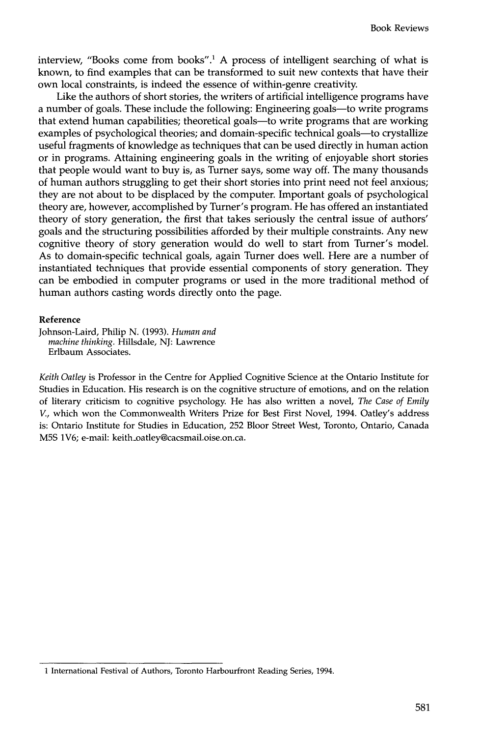interview, "Books come from books".[1] A process of intelligent searching of what is known, to find examples that can be transformed to suit new contexts that have their own local constraints, is indeed the essence of within-genre creativity.

Like the authors of short stories, the writers of artificial intelligence programs have a number of goals. These include the following: Engineering goals—to write programs that extend human capabilities; theoretical goals—to write programs that are working examples of psychological theories; and domain-specific technical goals—to crystallize useful fragments of knowledge as techniques that can be used directly in human action or in programs. Attaining engineering goals in the writing of enjoyable short stories that people would want to buy is, as Turner says, some way off. The many thousands of human authors struggling to get their short stories into print need not feel anxious; they are not about to be displaced by the computer. Important goals of psychological theory are, however, accomplished by Turner's program. He has offered an instantiated theory of story generation, the first that takes seriously the central issue of authors' goals and the structuring possibilities afforded by their multiple constraints. Any new cognitive theory of story generation would do well to start from Turner's model. As to domain-specific technical goals, again Turner does well. Here are a number of instantiated techniques that provide essential components of story generation. They can be embodied in computer programs or used in the more traditional method of human authors casting words directly onto the page.

**Reference**

Johnson-Laird, Philip N. (1993). *Human and machine thinking.* Hillsdale, NJ: Lawrence Erlbaum Associates.

*Keith Oatley* is Professor in the Centre for Applied Cognitive Science at the Ontario Institute for Studies in Education. His research is on the cognitive structure of emotions, and on the relation of literary criticism to cognitive psychology. He has also written a novel, *The Case of Emily V.*, which won the Commonwealth Writers Prize for Best First Novel, 1994. Oatley's address is: Ontario Institute for Studies in Education, 252 Bloor Street West, Toronto, Ontario, Canada M5S 1V6; e-mail: keith_oatley@cacsmail.oise.on.ca.

---

1 International Festival of Authors, Toronto Harbourfront Reading Series, 1994.